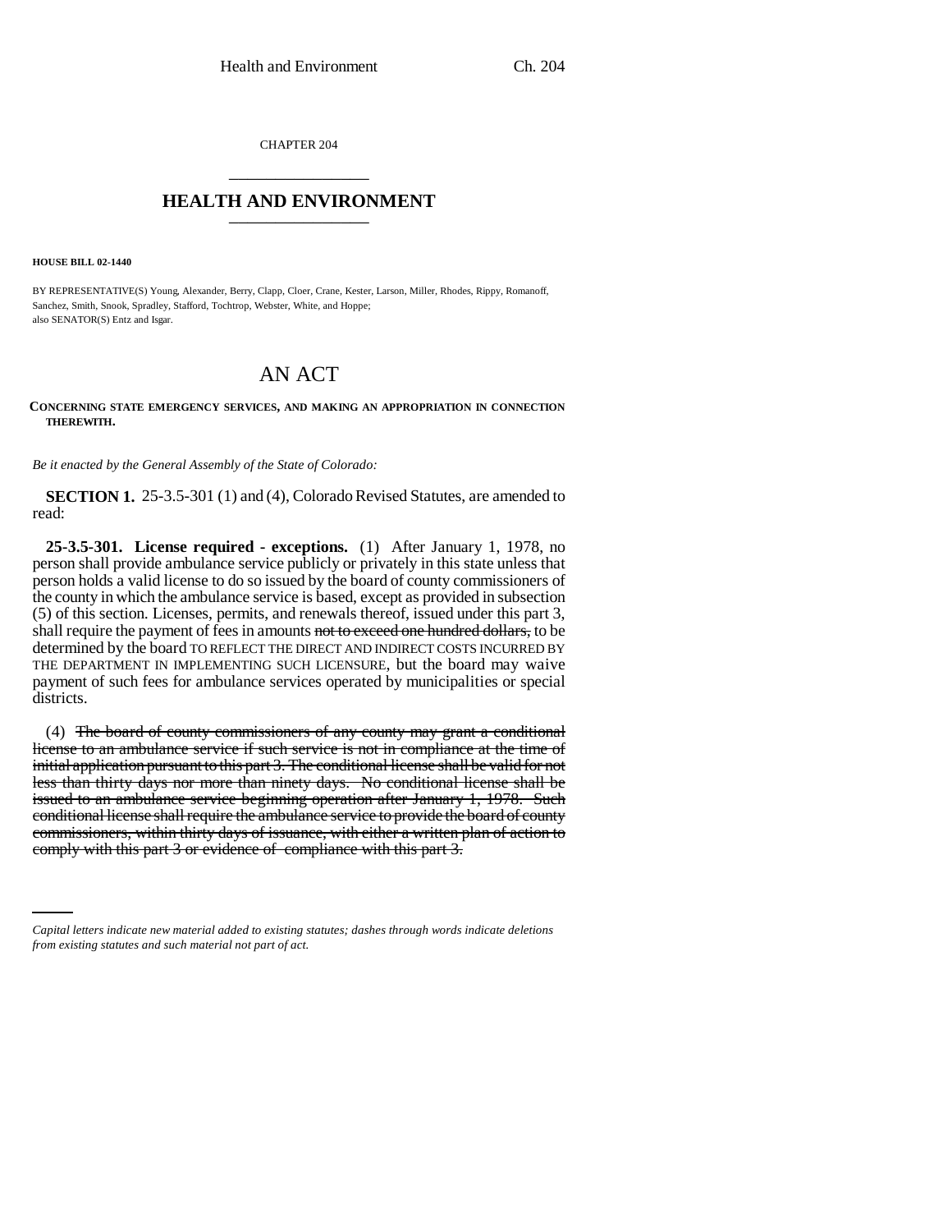CHAPTER 204

# HEALTH AND ENVIRONMENT

**HOUSE BILL 02-1440**

BY REPRESENTATIVE(S) Young, Alexander, Berry, Clapp, Cloer, Crane, Kester, Larson, Miller, Rhodes, Rippy, Romanoff, Sanchez, Smith, Snook, Spradley, Stafford, Tochtrop, Webster, White, and Hoppe;
also SENATOR(S) Entz and Isgar.

# AN ACT

**CONCERNING STATE EMERGENCY SERVICES, AND MAKING AN APPROPRIATION IN CONNECTION THEREWITH.**

*Be it enacted by the General Assembly of the State of Colorado:*

**SECTION 1.** 25-3.5-301 (1) and (4), Colorado Revised Statutes, are amended to read:

**25-3.5-301. License required - exceptions.** (1) After January 1, 1978, no person shall provide ambulance service publicly or privately in this state unless that person holds a valid license to do so issued by the board of county commissioners of the county in which the ambulance service is based, except as provided in subsection (5) of this section. Licenses, permits, and renewals thereof, issued under this part 3, shall require the payment of fees in amounts ~~not to exceed one hundred dollars,~~ to be determined by the board TO REFLECT THE DIRECT AND INDIRECT COSTS INCURRED BY THE DEPARTMENT IN IMPLEMENTING SUCH LICENSURE, but the board may waive payment of such fees for ambulance services operated by municipalities or special districts.

(4) ~~The board of county commissioners of any county may grant a conditional license to an ambulance service if such service is not in compliance at the time of initial application pursuant to this part 3. The conditional license shall be valid for not less than thirty days nor more than ninety days. No conditional license shall be issued to an ambulance service beginning operation after January 1, 1978. Such conditional license shall require the ambulance service to provide the board of county commissioners, within thirty days of issuance, with either a written plan of action to comply with this part 3 or evidence of compliance with this part 3.~~

*Capital letters indicate new material added to existing statutes; dashes through words indicate deletions from existing statutes and such material not part of act.*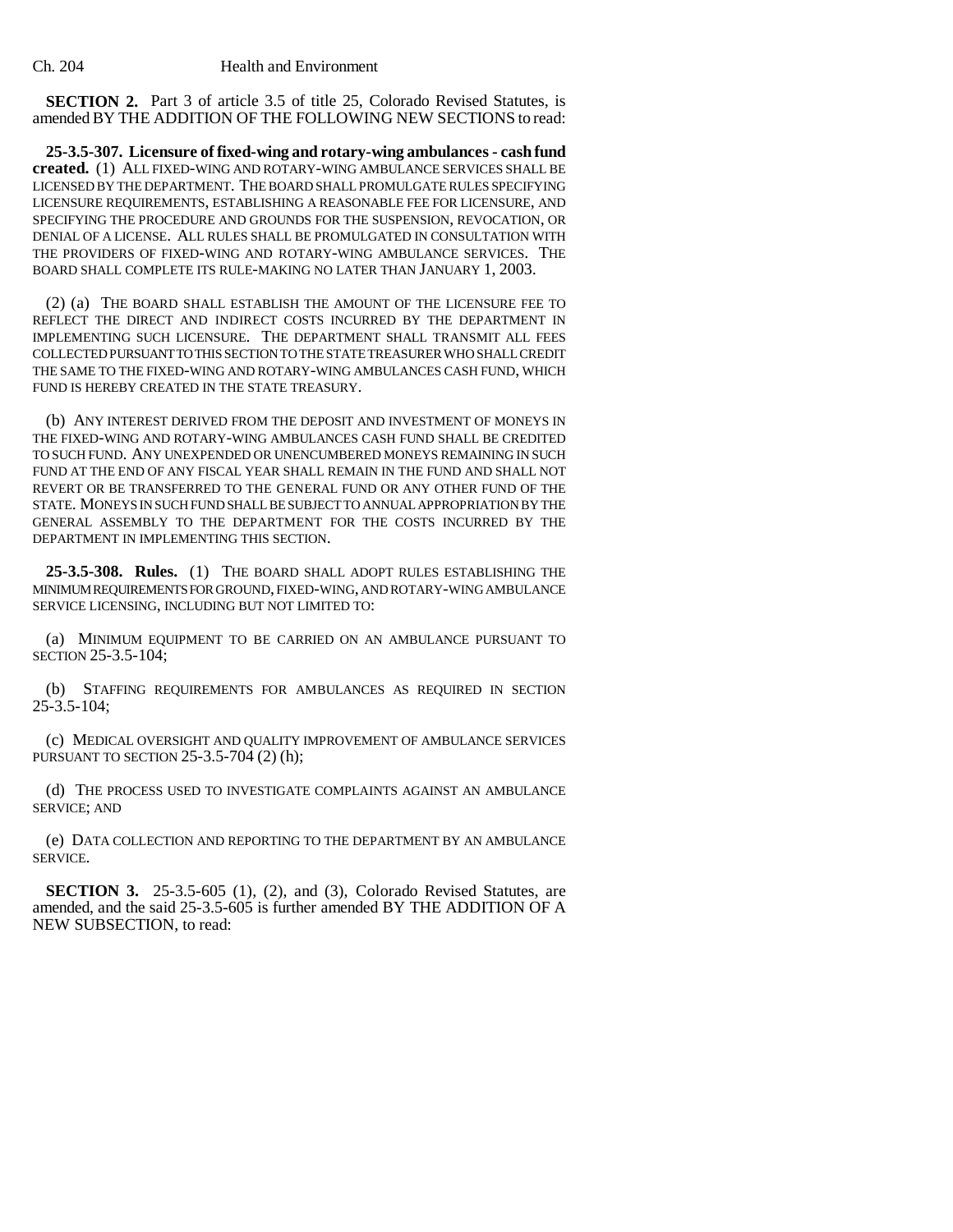**SECTION 2.** Part 3 of article 3.5 of title 25, Colorado Revised Statutes, is amended BY THE ADDITION OF THE FOLLOWING NEW SECTIONS to read:

**25-3.5-307. Licensure of fixed-wing and rotary-wing ambulances - cash fund created.** (1) ALL FIXED-WING AND ROTARY-WING AMBULANCE SERVICES SHALL BE LICENSED BY THE DEPARTMENT. THE BOARD SHALL PROMULGATE RULES SPECIFYING LICENSURE REQUIREMENTS, ESTABLISHING A REASONABLE FEE FOR LICENSURE, AND SPECIFYING THE PROCEDURE AND GROUNDS FOR THE SUSPENSION, REVOCATION, OR DENIAL OF A LICENSE. ALL RULES SHALL BE PROMULGATED IN CONSULTATION WITH THE PROVIDERS OF FIXED-WING AND ROTARY-WING AMBULANCE SERVICES. THE BOARD SHALL COMPLETE ITS RULE-MAKING NO LATER THAN JANUARY 1, 2003.

(2) (a) THE BOARD SHALL ESTABLISH THE AMOUNT OF THE LICENSURE FEE TO REFLECT THE DIRECT AND INDIRECT COSTS INCURRED BY THE DEPARTMENT IN IMPLEMENTING SUCH LICENSURE. THE DEPARTMENT SHALL TRANSMIT ALL FEES COLLECTED PURSUANT TO THIS SECTION TO THE STATE TREASURER WHO SHALL CREDIT THE SAME TO THE FIXED-WING AND ROTARY-WING AMBULANCES CASH FUND, WHICH FUND IS HEREBY CREATED IN THE STATE TREASURY.

(b) ANY INTEREST DERIVED FROM THE DEPOSIT AND INVESTMENT OF MONEYS IN THE FIXED-WING AND ROTARY-WING AMBULANCES CASH FUND SHALL BE CREDITED TO SUCH FUND. ANY UNEXPENDED OR UNENCUMBERED MONEYS REMAINING IN SUCH FUND AT THE END OF ANY FISCAL YEAR SHALL REMAIN IN THE FUND AND SHALL NOT REVERT OR BE TRANSFERRED TO THE GENERAL FUND OR ANY OTHER FUND OF THE STATE. MONEYS IN SUCH FUND SHALL BE SUBJECT TO ANNUAL APPROPRIATION BY THE GENERAL ASSEMBLY TO THE DEPARTMENT FOR THE COSTS INCURRED BY THE DEPARTMENT IN IMPLEMENTING THIS SECTION.

**25-3.5-308. Rules.** (1) THE BOARD SHALL ADOPT RULES ESTABLISHING THE MINIMUM REQUIREMENTS FOR GROUND, FIXED-WING, AND ROTARY-WING AMBULANCE SERVICE LICENSING, INCLUDING BUT NOT LIMITED TO:

(a) MINIMUM EQUIPMENT TO BE CARRIED ON AN AMBULANCE PURSUANT TO SECTION 25-3.5-104;

(b) STAFFING REQUIREMENTS FOR AMBULANCES AS REQUIRED IN SECTION 25-3.5-104;

(c) MEDICAL OVERSIGHT AND QUALITY IMPROVEMENT OF AMBULANCE SERVICES PURSUANT TO SECTION 25-3.5-704 (2) (h);

(d) THE PROCESS USED TO INVESTIGATE COMPLAINTS AGAINST AN AMBULANCE SERVICE; AND

(e) DATA COLLECTION AND REPORTING TO THE DEPARTMENT BY AN AMBULANCE SERVICE.

**SECTION 3.** 25-3.5-605 (1), (2), and (3), Colorado Revised Statutes, are amended, and the said 25-3.5-605 is further amended BY THE ADDITION OF A NEW SUBSECTION, to read: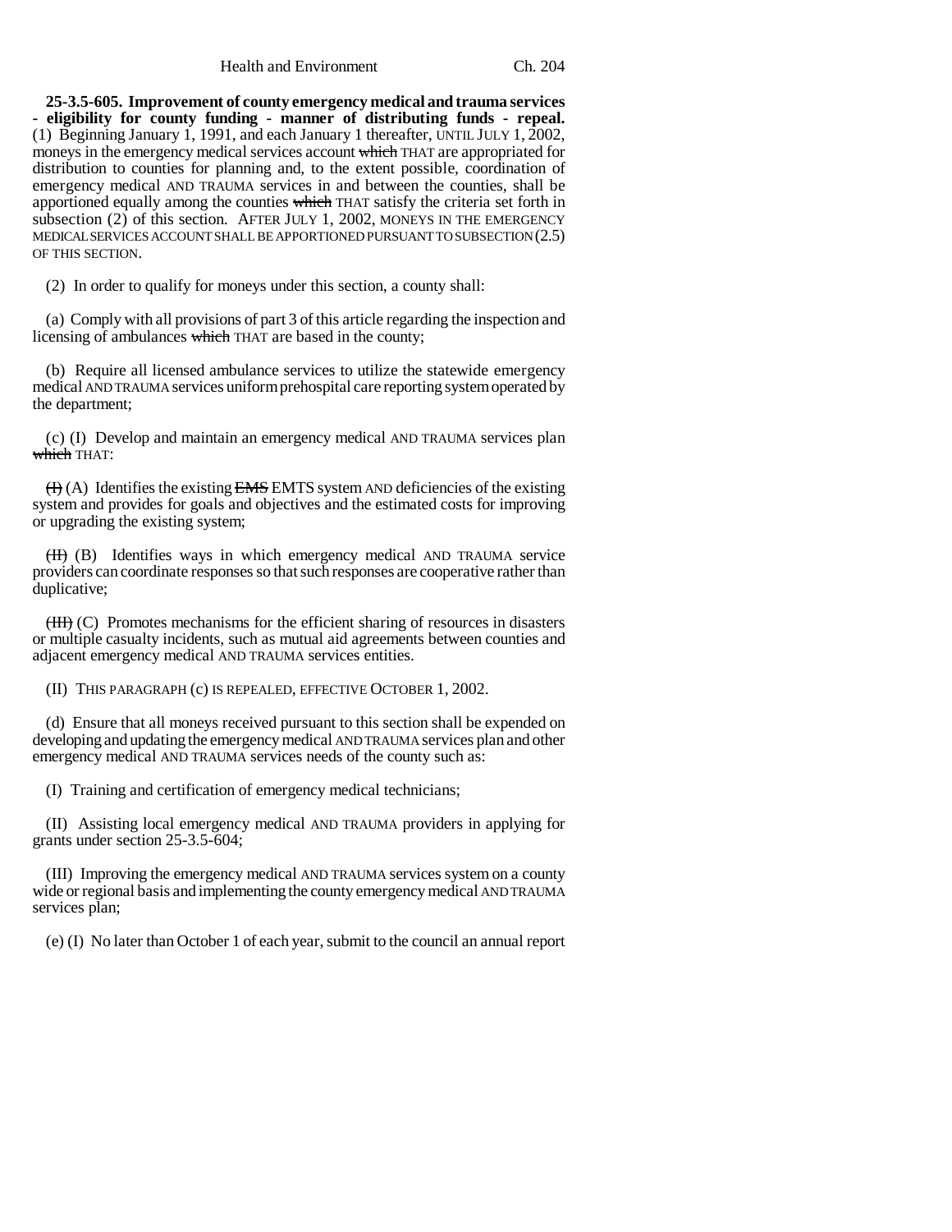**25-3.5-605. Improvement of county emergency medical and trauma services - eligibility for county funding - manner of distributing funds - repeal.** (1) Beginning January 1, 1991, and each January 1 thereafter, UNTIL JULY 1, 2002, moneys in the emergency medical services account ~~which~~ THAT are appropriated for distribution to counties for planning and, to the extent possible, coordination of emergency medical AND TRAUMA services in and between the counties, shall be apportioned equally among the counties ~~which~~ THAT satisfy the criteria set forth in subsection (2) of this section. AFTER JULY 1, 2002, MONEYS IN THE EMERGENCY MEDICAL SERVICES ACCOUNT SHALL BE APPORTIONED PURSUANT TO SUBSECTION (2.5) OF THIS SECTION.

(2) In order to qualify for moneys under this section, a county shall:

(a) Comply with all provisions of part 3 of this article regarding the inspection and licensing of ambulances ~~which~~ THAT are based in the county;

(b) Require all licensed ambulance services to utilize the statewide emergency medical AND TRAUMA services uniform prehospital care reporting system operated by the department;

(c) (I) Develop and maintain an emergency medical AND TRAUMA services plan ~~which~~ THAT:

~~(I)~~ (A) Identifies the existing ~~EMS~~ EMTS system AND deficiencies of the existing system and provides for goals and objectives and the estimated costs for improving or upgrading the existing system;

~~(II)~~ (B) Identifies ways in which emergency medical AND TRAUMA service providers can coordinate responses so that such responses are cooperative rather than duplicative;

~~(III)~~ (C) Promotes mechanisms for the efficient sharing of resources in disasters or multiple casualty incidents, such as mutual aid agreements between counties and adjacent emergency medical AND TRAUMA services entities.

(II) THIS PARAGRAPH (c) IS REPEALED, EFFECTIVE OCTOBER 1, 2002.

(d) Ensure that all moneys received pursuant to this section shall be expended on developing and updating the emergency medical AND TRAUMA services plan and other emergency medical AND TRAUMA services needs of the county such as:

(I) Training and certification of emergency medical technicians;

(II) Assisting local emergency medical AND TRAUMA providers in applying for grants under section 25-3.5-604;

(III) Improving the emergency medical AND TRAUMA services system on a county wide or regional basis and implementing the county emergency medical AND TRAUMA services plan;

(e) (I) No later than October 1 of each year, submit to the council an annual report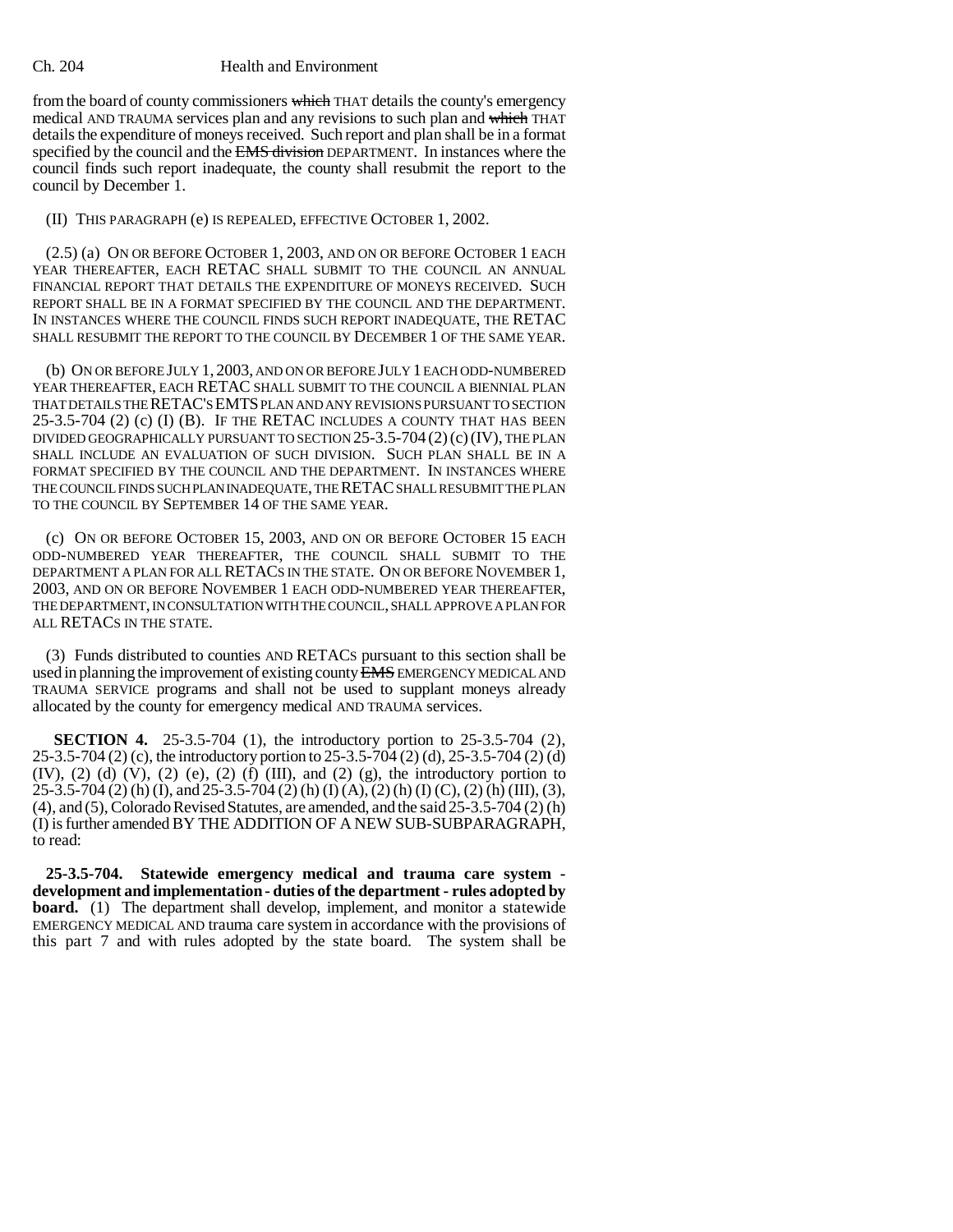from the board of county commissioners ~~which~~ THAT details the county's emergency medical AND TRAUMA services plan and any revisions to such plan and ~~which~~ THAT details the expenditure of moneys received. Such report and plan shall be in a format specified by the council and the ~~EMS division~~ DEPARTMENT. In instances where the council finds such report inadequate, the county shall resubmit the report to the council by December 1.

(II) THIS PARAGRAPH (e) IS REPEALED, EFFECTIVE OCTOBER 1, 2002.

(2.5) (a) ON OR BEFORE OCTOBER 1, 2003, AND ON OR BEFORE OCTOBER 1 EACH YEAR THEREAFTER, EACH RETAC SHALL SUBMIT TO THE COUNCIL AN ANNUAL FINANCIAL REPORT THAT DETAILS THE EXPENDITURE OF MONEYS RECEIVED. SUCH REPORT SHALL BE IN A FORMAT SPECIFIED BY THE COUNCIL AND THE DEPARTMENT. IN INSTANCES WHERE THE COUNCIL FINDS SUCH REPORT INADEQUATE, THE RETAC SHALL RESUBMIT THE REPORT TO THE COUNCIL BY DECEMBER 1 OF THE SAME YEAR.

(b) ON OR BEFORE JULY 1, 2003, AND ON OR BEFORE JULY 1 EACH ODD-NUMBERED YEAR THEREAFTER, EACH RETAC SHALL SUBMIT TO THE COUNCIL A BIENNIAL PLAN THAT DETAILS THE RETAC'S EMTS PLAN AND ANY REVISIONS PURSUANT TO SECTION 25-3.5-704 (2) (c) (I) (B). IF THE RETAC INCLUDES A COUNTY THAT HAS BEEN DIVIDED GEOGRAPHICALLY PURSUANT TO SECTION 25-3.5-704 (2) (c) (IV), THE PLAN SHALL INCLUDE AN EVALUATION OF SUCH DIVISION. SUCH PLAN SHALL BE IN A FORMAT SPECIFIED BY THE COUNCIL AND THE DEPARTMENT. IN INSTANCES WHERE THE COUNCIL FINDS SUCH PLAN INADEQUATE, THE RETAC SHALL RESUBMIT THE PLAN TO THE COUNCIL BY SEPTEMBER 14 OF THE SAME YEAR.

(c) ON OR BEFORE OCTOBER 15, 2003, AND ON OR BEFORE OCTOBER 15 EACH ODD-NUMBERED YEAR THEREAFTER, THE COUNCIL SHALL SUBMIT TO THE DEPARTMENT A PLAN FOR ALL RETACS IN THE STATE. ON OR BEFORE NOVEMBER 1, 2003, AND ON OR BEFORE NOVEMBER 1 EACH ODD-NUMBERED YEAR THEREAFTER, THE DEPARTMENT, IN CONSULTATION WITH THE COUNCIL, SHALL APPROVE A PLAN FOR ALL RETACS IN THE STATE.

(3) Funds distributed to counties AND RETACS pursuant to this section shall be used in planning the improvement of existing county ~~EMS~~ EMERGENCY MEDICAL AND TRAUMA SERVICE programs and shall not be used to supplant moneys already allocated by the county for emergency medical AND TRAUMA services.

**SECTION 4.** 25-3.5-704 (1), the introductory portion to 25-3.5-704 (2), 25-3.5-704 (2) (c), the introductory portion to 25-3.5-704 (2) (d), 25-3.5-704 (2) (d) (IV), (2) (d) (V), (2) (e), (2) (f) (III), and (2) (g), the introductory portion to 25-3.5-704 (2) (h) (I), and 25-3.5-704 (2) (h) (I) (A), (2) (h) (I) (C), (2) (h) (III), (3), (4), and (5), Colorado Revised Statutes, are amended, and the said 25-3.5-704 (2) (h) (I) is further amended BY THE ADDITION OF A NEW SUB-SUBPARAGRAPH, to read:

**25-3.5-704. Statewide emergency medical and trauma care system - development and implementation - duties of the department - rules adopted by board.** (1) The department shall develop, implement, and monitor a statewide EMERGENCY MEDICAL AND trauma care system in accordance with the provisions of this part 7 and with rules adopted by the state board. The system shall be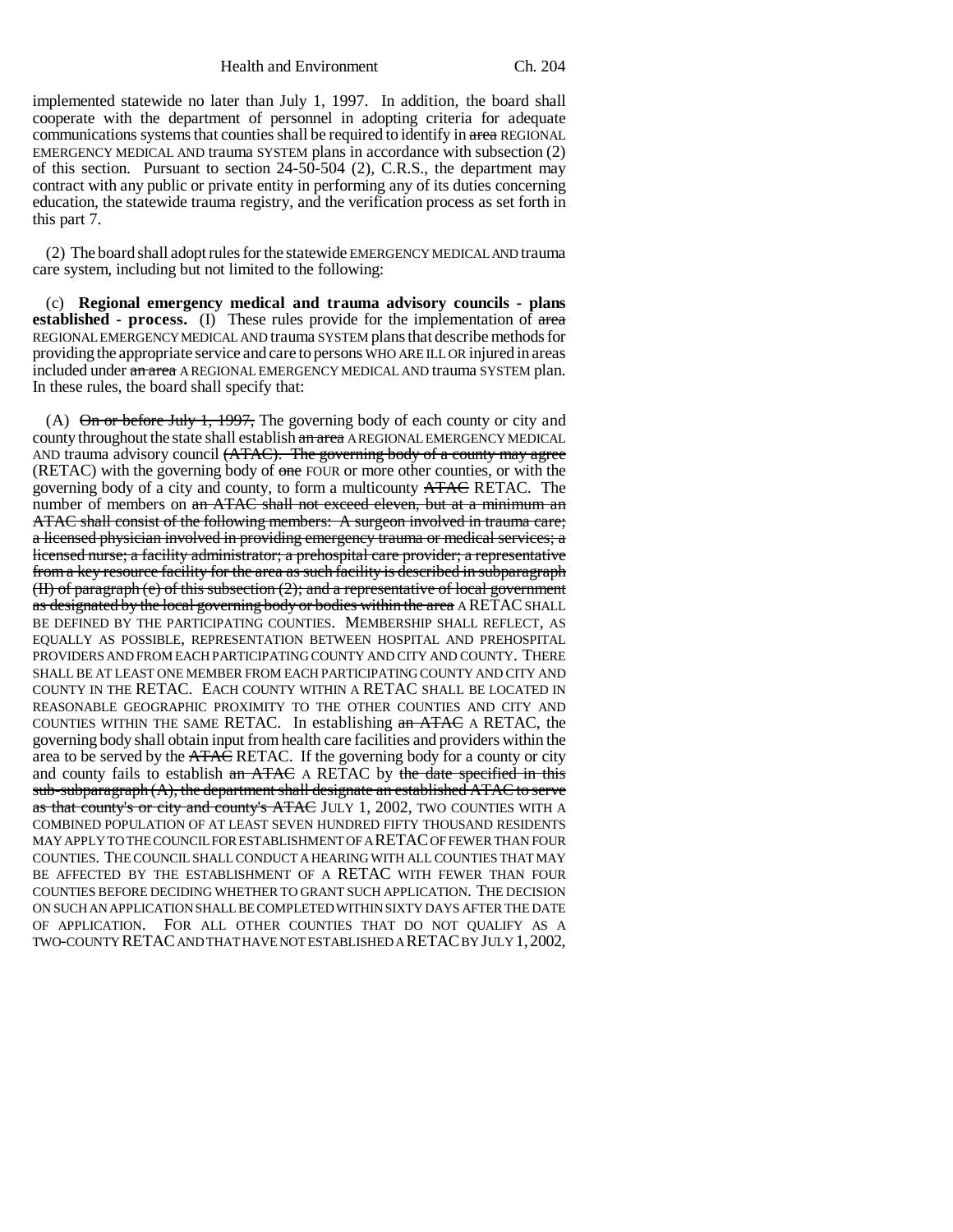implemented statewide no later than July 1, 1997. In addition, the board shall cooperate with the department of personnel in adopting criteria for adequate communications systems that counties shall be required to identify in ~~area~~ REGIONAL EMERGENCY MEDICAL AND trauma SYSTEM plans in accordance with subsection (2) of this section. Pursuant to section 24-50-504 (2), C.R.S., the department may contract with any public or private entity in performing any of its duties concerning education, the statewide trauma registry, and the verification process as set forth in this part 7.

(2) The board shall adopt rules for the statewide EMERGENCY MEDICAL AND trauma care system, including but not limited to the following:

(c) **Regional emergency medical and trauma advisory councils - plans established - process.** (I) These rules provide for the implementation of ~~area~~ REGIONAL EMERGENCY MEDICAL AND trauma SYSTEM plans that describe methods for providing the appropriate service and care to persons WHO ARE ILL OR injured in areas included under ~~an area~~ A REGIONAL EMERGENCY MEDICAL AND trauma SYSTEM plan. In these rules, the board shall specify that:

(A) ~~On or before July 1, 1997,~~ The governing body of each county or city and county throughout the state shall establish ~~an area~~ A REGIONAL EMERGENCY MEDICAL AND trauma advisory council ~~(ATAC). The governing body of a county may agree~~ (RETAC) with the governing body of ~~one~~ FOUR or more other counties, or with the governing body of a city and county, to form a multicounty ~~ATAC~~ RETAC. The number of members on ~~an ATAC shall not exceed eleven, but at a minimum an ATAC shall consist of the following members: A surgeon involved in trauma care; a licensed physician involved in providing emergency trauma or medical services; a licensed nurse; a facility administrator; a prehospital care provider; a representative from a key resource facility for the area as such facility is described in subparagraph (II) of paragraph (e) of this subsection (2); and a representative of local government as designated by the local governing body or bodies within the area~~ A RETAC SHALL BE DEFINED BY THE PARTICIPATING COUNTIES. MEMBERSHIP SHALL REFLECT, AS EQUALLY AS POSSIBLE, REPRESENTATION BETWEEN HOSPITAL AND PREHOSPITAL PROVIDERS AND FROM EACH PARTICIPATING COUNTY AND CITY AND COUNTY. THERE SHALL BE AT LEAST ONE MEMBER FROM EACH PARTICIPATING COUNTY AND CITY AND COUNTY IN THE RETAC. EACH COUNTY WITHIN A RETAC SHALL BE LOCATED IN REASONABLE GEOGRAPHIC PROXIMITY TO THE OTHER COUNTIES AND CITY AND COUNTIES WITHIN THE SAME RETAC. In establishing ~~an ATAC~~ A RETAC, the governing body shall obtain input from health care facilities and providers within the area to be served by the ~~ATAC~~ RETAC. If the governing body for a county or city and county fails to establish ~~an ATAC~~ A RETAC by ~~the date specified in this sub-subparagraph (A), the department shall designate an established ATAC to serve as that county's or city and county's ATAC~~ JULY 1, 2002, TWO COUNTIES WITH A COMBINED POPULATION OF AT LEAST SEVEN HUNDRED FIFTY THOUSAND RESIDENTS MAY APPLY TO THE COUNCIL FOR ESTABLISHMENT OF A RETAC OF FEWER THAN FOUR COUNTIES. THE COUNCIL SHALL CONDUCT A HEARING WITH ALL COUNTIES THAT MAY BE AFFECTED BY THE ESTABLISHMENT OF A RETAC WITH FEWER THAN FOUR COUNTIES BEFORE DECIDING WHETHER TO GRANT SUCH APPLICATION. THE DECISION ON SUCH AN APPLICATION SHALL BE COMPLETED WITHIN SIXTY DAYS AFTER THE DATE OF APPLICATION. FOR ALL OTHER COUNTIES THAT DO NOT QUALIFY AS A TWO-COUNTY RETAC AND THAT HAVE NOT ESTABLISHED A RETAC BY JULY 1, 2002,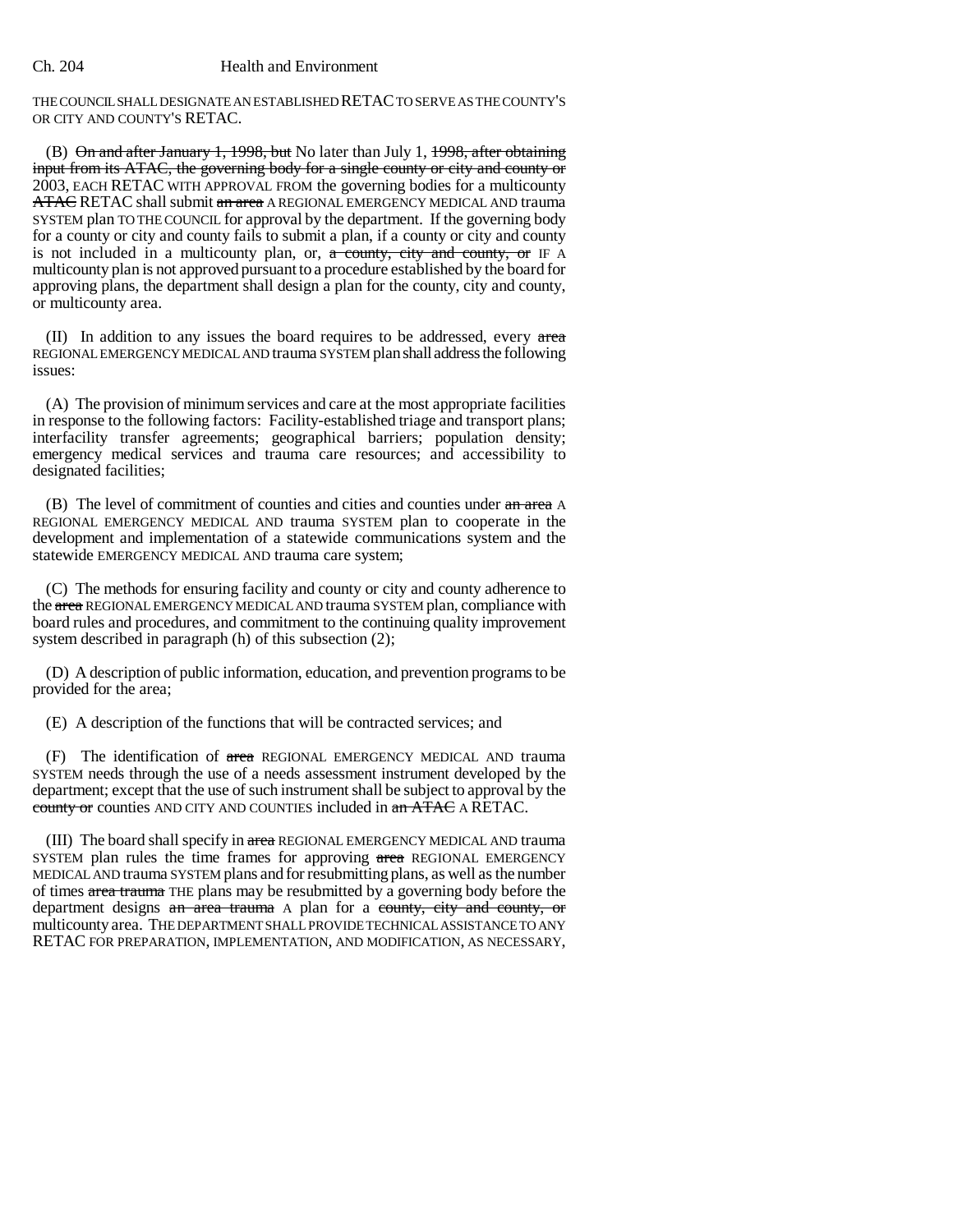THE COUNCIL SHALL DESIGNATE AN ESTABLISHED RETAC TO SERVE AS THE COUNTY'S OR CITY AND COUNTY'S RETAC.

(B) ~~On and after January 1, 1998, but~~ No later than July 1, ~~1998, after obtaining input from its ATAC, the governing body for a single county or city and county or~~ 2003, EACH RETAC WITH APPROVAL FROM the governing bodies for a multicounty ~~ATAC~~ RETAC shall submit ~~an area~~ A REGIONAL EMERGENCY MEDICAL AND trauma SYSTEM plan TO THE COUNCIL for approval by the department. If the governing body for a county or city and county fails to submit a plan, if a county or city and county is not included in a multicounty plan, or, ~~a county, city and county, or~~ IF A multicounty plan is not approved pursuant to a procedure established by the board for approving plans, the department shall design a plan for the county, city and county, or multicounty area.

(II) In addition to any issues the board requires to be addressed, every ~~area~~ REGIONAL EMERGENCY MEDICAL AND trauma SYSTEM plan shall address the following issues:

(A) The provision of minimum services and care at the most appropriate facilities in response to the following factors: Facility-established triage and transport plans; interfacility transfer agreements; geographical barriers; population density; emergency medical services and trauma care resources; and accessibility to designated facilities;

(B) The level of commitment of counties and cities and counties under ~~an area~~ A REGIONAL EMERGENCY MEDICAL AND trauma SYSTEM plan to cooperate in the development and implementation of a statewide communications system and the statewide EMERGENCY MEDICAL AND trauma care system;

(C) The methods for ensuring facility and county or city and county adherence to the ~~area~~ REGIONAL EMERGENCY MEDICAL AND trauma SYSTEM plan, compliance with board rules and procedures, and commitment to the continuing quality improvement system described in paragraph (h) of this subsection (2);

(D) A description of public information, education, and prevention programs to be provided for the area;

(E) A description of the functions that will be contracted services; and

(F) The identification of ~~area~~ REGIONAL EMERGENCY MEDICAL AND trauma SYSTEM needs through the use of a needs assessment instrument developed by the department; except that the use of such instrument shall be subject to approval by the ~~county or~~ counties AND CITY AND COUNTIES included in ~~an ATAC~~ A RETAC.

(III) The board shall specify in ~~area~~ REGIONAL EMERGENCY MEDICAL AND trauma SYSTEM plan rules the time frames for approving ~~area~~ REGIONAL EMERGENCY MEDICAL AND trauma SYSTEM plans and for resubmitting plans, as well as the number of times ~~area trauma~~ THE plans may be resubmitted by a governing body before the department designs ~~an area trauma~~ A plan for a ~~county, city and county, or~~ multicounty area. THE DEPARTMENT SHALL PROVIDE TECHNICAL ASSISTANCE TO ANY RETAC FOR PREPARATION, IMPLEMENTATION, AND MODIFICATION, AS NECESSARY,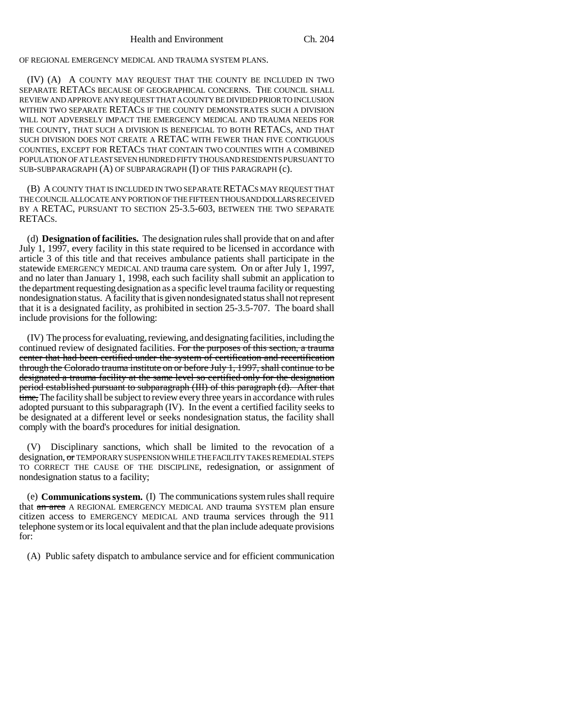OF REGIONAL EMERGENCY MEDICAL AND TRAUMA SYSTEM PLANS.

(IV) (A) A COUNTY MAY REQUEST THAT THE COUNTY BE INCLUDED IN TWO SEPARATE RETACS BECAUSE OF GEOGRAPHICAL CONCERNS. THE COUNCIL SHALL REVIEW AND APPROVE ANY REQUEST THAT A COUNTY BE DIVIDED PRIOR TO INCLUSION WITHIN TWO SEPARATE RETACS IF THE COUNTY DEMONSTRATES SUCH A DIVISION WILL NOT ADVERSELY IMPACT THE EMERGENCY MEDICAL AND TRAUMA NEEDS FOR THE COUNTY, THAT SUCH A DIVISION IS BENEFICIAL TO BOTH RETACS, AND THAT SUCH DIVISION DOES NOT CREATE A RETAC WITH FEWER THAN FIVE CONTIGUOUS COUNTIES, EXCEPT FOR RETACS THAT CONTAIN TWO COUNTIES WITH A COMBINED POPULATION OF AT LEAST SEVEN HUNDRED FIFTY THOUSAND RESIDENTS PURSUANT TO SUB-SUBPARAGRAPH (A) OF SUBPARAGRAPH (I) OF THIS PARAGRAPH (c).

(B) A COUNTY THAT IS INCLUDED IN TWO SEPARATE RETACS MAY REQUEST THAT THE COUNCIL ALLOCATE ANY PORTION OF THE FIFTEEN THOUSAND DOLLARS RECEIVED BY A RETAC, PURSUANT TO SECTION 25-3.5-603, BETWEEN THE TWO SEPARATE RETACS.

(d) **Designation of facilities.** The designation rules shall provide that on and after July 1, 1997, every facility in this state required to be licensed in accordance with article 3 of this title and that receives ambulance patients shall participate in the statewide EMERGENCY MEDICAL AND trauma care system. On or after July 1, 1997, and no later than January 1, 1998, each such facility shall submit an application to the department requesting designation as a specific level trauma facility or requesting nondesignation status. A facility that is given nondesignated status shall not represent that it is a designated facility, as prohibited in section 25-3.5-707. The board shall include provisions for the following:

(IV) The process for evaluating, reviewing, and designating facilities, including the continued review of designated facilities. ~~For the purposes of this section, a trauma center that had been certified under the system of certification and recertification through the Colorado trauma institute on or before July 1, 1997, shall continue to be designated a trauma facility at the same level so certified only for the designation period established pursuant to subparagraph (III) of this paragraph (d). After that time,~~ The facility shall be subject to review every three years in accordance with rules adopted pursuant to this subparagraph (IV). In the event a certified facility seeks to be designated at a different level or seeks nondesignation status, the facility shall comply with the board's procedures for initial designation.

(V) Disciplinary sanctions, which shall be limited to the revocation of a designation, ~~or~~ TEMPORARY SUSPENSION WHILE THE FACILITY TAKES REMEDIAL STEPS TO CORRECT THE CAUSE OF THE DISCIPLINE, redesignation, or assignment of nondesignation status to a facility;

(e) **Communications system.** (I) The communications system rules shall require that ~~an area~~ A REGIONAL EMERGENCY MEDICAL AND trauma SYSTEM plan ensure citizen access to EMERGENCY MEDICAL AND trauma services through the 911 telephone system or its local equivalent and that the plan include adequate provisions for:

(A) Public safety dispatch to ambulance service and for efficient communication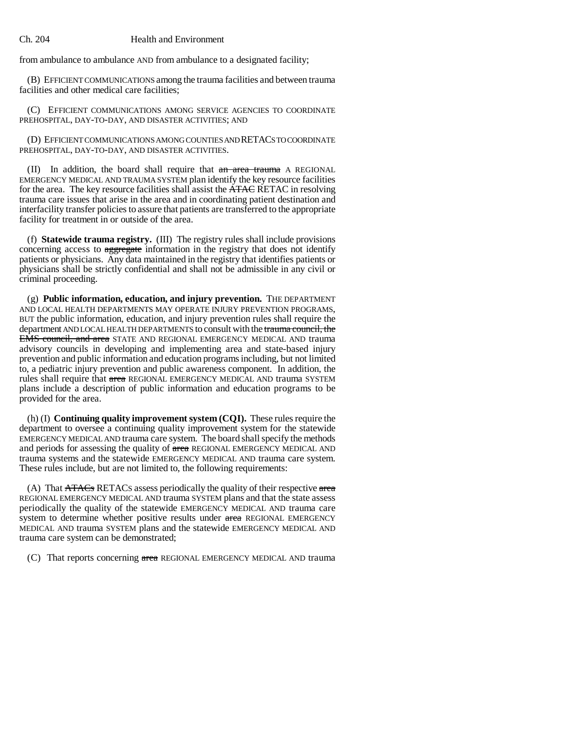from ambulance to ambulance AND from ambulance to a designated facility;

(B) EFFICIENT COMMUNICATIONS among the trauma facilities and between trauma facilities and other medical care facilities;

(C) EFFICIENT COMMUNICATIONS AMONG SERVICE AGENCIES TO COORDINATE PREHOSPITAL, DAY-TO-DAY, AND DISASTER ACTIVITIES; AND

(D) EFFICIENT COMMUNICATIONS AMONG COUNTIES AND RETACS TO COORDINATE PREHOSPITAL, DAY-TO-DAY, AND DISASTER ACTIVITIES.

(II) In addition, the board shall require that ~~an area trauma~~ A REGIONAL EMERGENCY MEDICAL AND TRAUMA SYSTEM plan identify the key resource facilities for the area. The key resource facilities shall assist the ~~ATAC~~ RETAC in resolving trauma care issues that arise in the area and in coordinating patient destination and interfacility transfer policies to assure that patients are transferred to the appropriate facility for treatment in or outside of the area.

(f) **Statewide trauma registry.** (III) The registry rules shall include provisions concerning access to ~~aggregate~~ information in the registry that does not identify patients or physicians. Any data maintained in the registry that identifies patients or physicians shall be strictly confidential and shall not be admissible in any civil or criminal proceeding.

(g) **Public information, education, and injury prevention.** THE DEPARTMENT AND LOCAL HEALTH DEPARTMENTS MAY OPERATE INJURY PREVENTION PROGRAMS, BUT the public information, education, and injury prevention rules shall require the department AND LOCAL HEALTH DEPARTMENTS to consult with the ~~trauma council, the EMS council, and area~~ STATE AND REGIONAL EMERGENCY MEDICAL AND trauma advisory councils in developing and implementing area and state-based injury prevention and public information and education programs including, but not limited to, a pediatric injury prevention and public awareness component. In addition, the rules shall require that ~~area~~ REGIONAL EMERGENCY MEDICAL AND trauma SYSTEM plans include a description of public information and education programs to be provided for the area.

(h) (I) **Continuing quality improvement system (CQI).** These rules require the department to oversee a continuing quality improvement system for the statewide EMERGENCY MEDICAL AND trauma care system. The board shall specify the methods and periods for assessing the quality of ~~area~~ REGIONAL EMERGENCY MEDICAL AND trauma systems and the statewide EMERGENCY MEDICAL AND trauma care system. These rules include, but are not limited to, the following requirements:

(A) That ~~ATACs~~ RETACS assess periodically the quality of their respective ~~area~~ REGIONAL EMERGENCY MEDICAL AND trauma SYSTEM plans and that the state assess periodically the quality of the statewide EMERGENCY MEDICAL AND trauma care system to determine whether positive results under ~~area~~ REGIONAL EMERGENCY MEDICAL AND trauma SYSTEM plans and the statewide EMERGENCY MEDICAL AND trauma care system can be demonstrated;

(C) That reports concerning ~~area~~ REGIONAL EMERGENCY MEDICAL AND trauma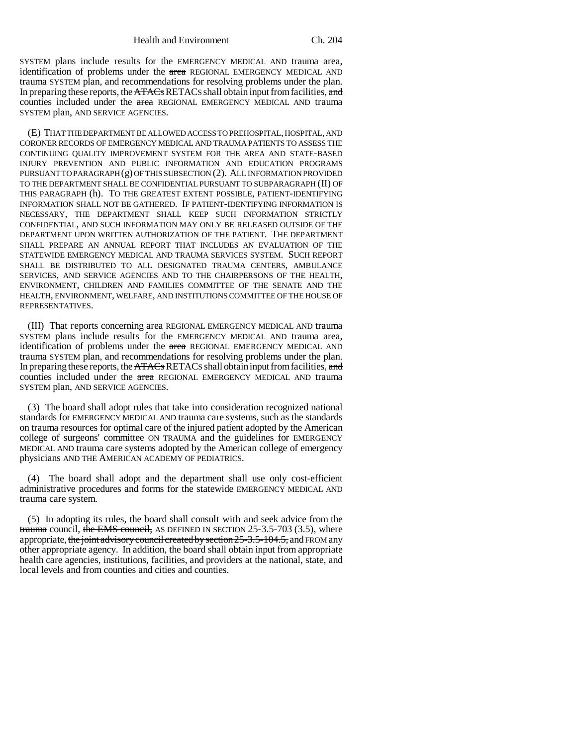SYSTEM plans include results for the EMERGENCY MEDICAL AND trauma area, identification of problems under the ~~area~~ REGIONAL EMERGENCY MEDICAL AND trauma SYSTEM plan, and recommendations for resolving problems under the plan. In preparing these reports, the ~~ATACs~~ RETACs shall obtain input from facilities, ~~and~~ counties included under the ~~area~~ REGIONAL EMERGENCY MEDICAL AND trauma SYSTEM plan, AND SERVICE AGENCIES.

(E) THAT THE DEPARTMENT BE ALLOWED ACCESS TO PREHOSPITAL, HOSPITAL, AND CORONER RECORDS OF EMERGENCY MEDICAL AND TRAUMA PATIENTS TO ASSESS THE CONTINUING QUALITY IMPROVEMENT SYSTEM FOR THE AREA AND STATE-BASED INJURY PREVENTION AND PUBLIC INFORMATION AND EDUCATION PROGRAMS PURSUANT TO PARAGRAPH (g) OF THIS SUBSECTION (2). ALL INFORMATION PROVIDED TO THE DEPARTMENT SHALL BE CONFIDENTIAL PURSUANT TO SUBPARAGRAPH (II) OF THIS PARAGRAPH (h). TO THE GREATEST EXTENT POSSIBLE, PATIENT-IDENTIFYING INFORMATION SHALL NOT BE GATHERED. IF PATIENT-IDENTIFYING INFORMATION IS NECESSARY, THE DEPARTMENT SHALL KEEP SUCH INFORMATION STRICTLY CONFIDENTIAL, AND SUCH INFORMATION MAY ONLY BE RELEASED OUTSIDE OF THE DEPARTMENT UPON WRITTEN AUTHORIZATION OF THE PATIENT. THE DEPARTMENT SHALL PREPARE AN ANNUAL REPORT THAT INCLUDES AN EVALUATION OF THE STATEWIDE EMERGENCY MEDICAL AND TRAUMA SERVICES SYSTEM. SUCH REPORT SHALL BE DISTRIBUTED TO ALL DESIGNATED TRAUMA CENTERS, AMBULANCE SERVICES, AND SERVICE AGENCIES AND TO THE CHAIRPERSONS OF THE HEALTH, ENVIRONMENT, CHILDREN AND FAMILIES COMMITTEE OF THE SENATE AND THE HEALTH, ENVIRONMENT, WELFARE, AND INSTITUTIONS COMMITTEE OF THE HOUSE OF REPRESENTATIVES.

(III) That reports concerning ~~area~~ REGIONAL EMERGENCY MEDICAL AND trauma SYSTEM plans include results for the EMERGENCY MEDICAL AND trauma area, identification of problems under the ~~area~~ REGIONAL EMERGENCY MEDICAL AND trauma SYSTEM plan, and recommendations for resolving problems under the plan. In preparing these reports, the ~~ATACs~~ RETACs shall obtain input from facilities, ~~and~~ counties included under the ~~area~~ REGIONAL EMERGENCY MEDICAL AND trauma SYSTEM plan, AND SERVICE AGENCIES.

(3) The board shall adopt rules that take into consideration recognized national standards for EMERGENCY MEDICAL AND trauma care systems, such as the standards on trauma resources for optimal care of the injured patient adopted by the American college of surgeons' committee ON TRAUMA and the guidelines for EMERGENCY MEDICAL AND trauma care systems adopted by the American college of emergency physicians AND THE AMERICAN ACADEMY OF PEDIATRICS.

(4) The board shall adopt and the department shall use only cost-efficient administrative procedures and forms for the statewide EMERGENCY MEDICAL AND trauma care system.

(5) In adopting its rules, the board shall consult with and seek advice from the ~~trauma~~ council, ~~the EMS council,~~ AS DEFINED IN SECTION 25-3.5-703 (3.5), where appropriate, ~~the joint advisory council created by section 25-3.5-104.5,~~ and FROM any other appropriate agency. In addition, the board shall obtain input from appropriate health care agencies, institutions, facilities, and providers at the national, state, and local levels and from counties and cities and counties.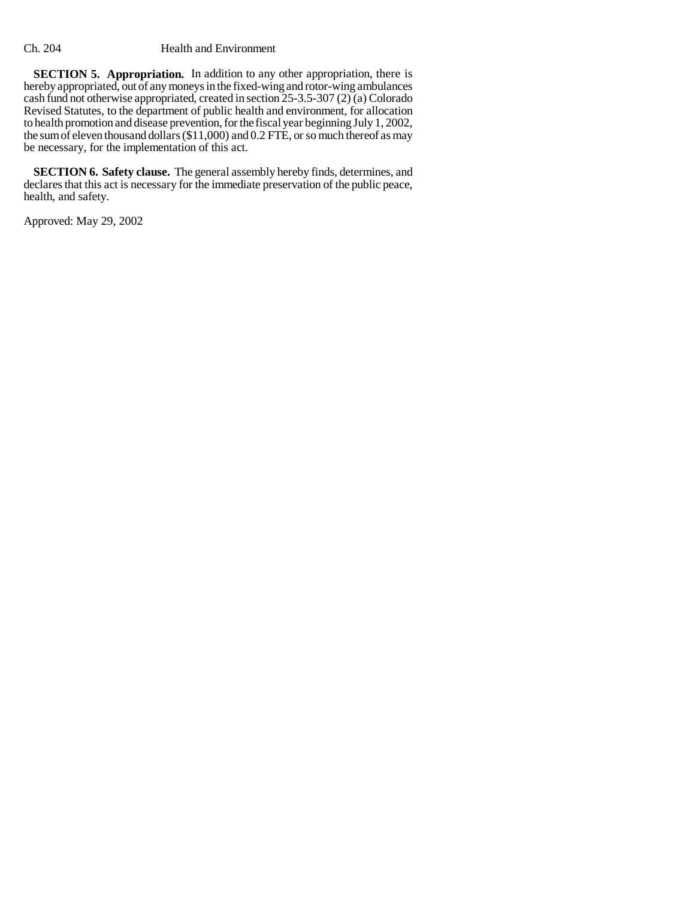**SECTION 5. Appropriation.** In addition to any other appropriation, there is hereby appropriated, out of any moneys in the fixed-wing and rotor-wing ambulances cash fund not otherwise appropriated, created in section 25-3.5-307 (2) (a) Colorado Revised Statutes, to the department of public health and environment, for allocation to health promotion and disease prevention, for the fiscal year beginning July 1, 2002, the sum of eleven thousand dollars ($11,000) and 0.2 FTE, or so much thereof as may be necessary, for the implementation of this act.

**SECTION 6. Safety clause.** The general assembly hereby finds, determines, and declares that this act is necessary for the immediate preservation of the public peace, health, and safety.

Approved: May 29, 2002